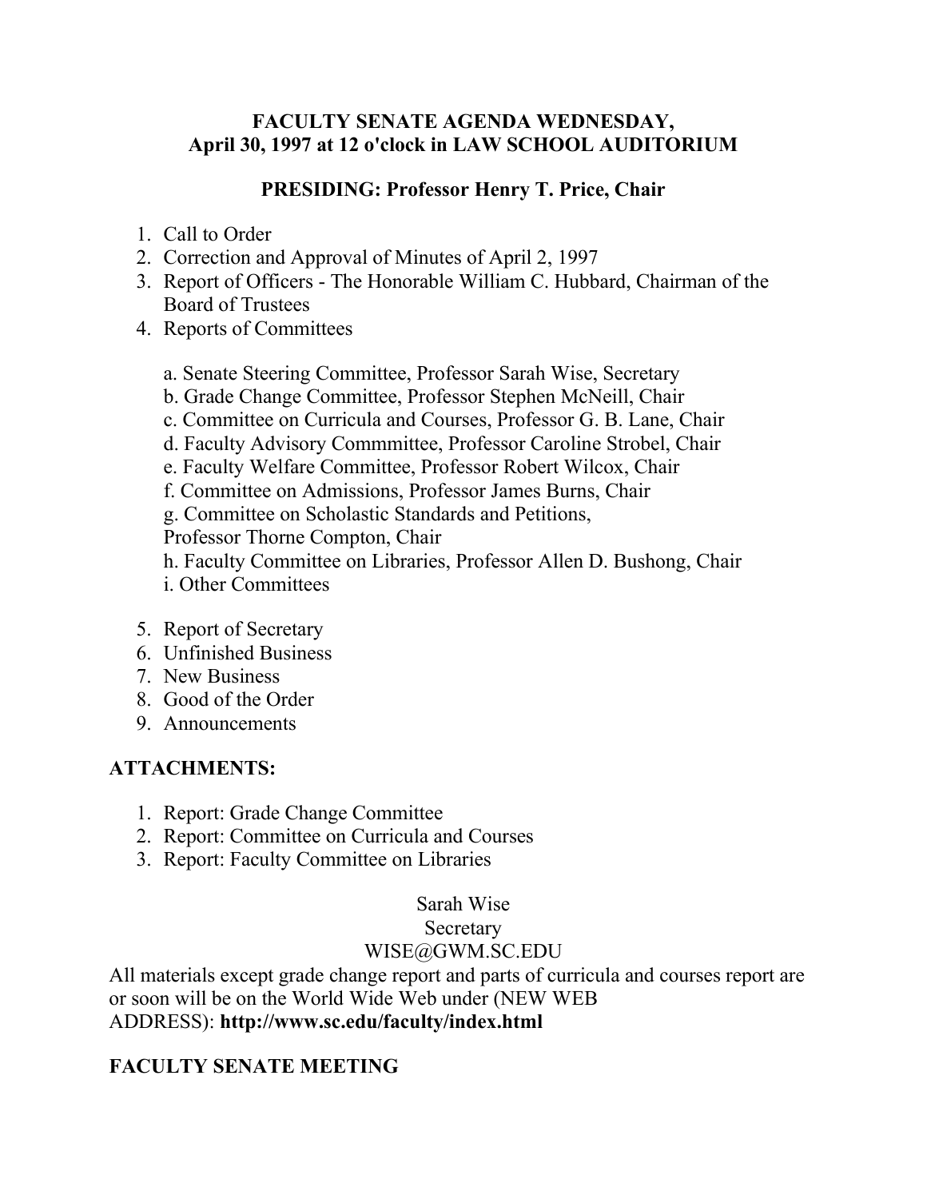# FACULTY SENATE AGENDA WEDNESDAY, April 30, 1997 at 12 o'clock in LAW SCHOOL AUDITORIUM

## PRESIDING: Professor Henry T. Price, Chair

1. Call to Order
2. Correction and Approval of Minutes of April 2, 1997
3. Report of Officers - The Honorable William C. Hubbard, Chairman of the Board of Trustees
4. Reports of Committees

   a. Senate Steering Committee, Professor Sarah Wise, Secretary
   b. Grade Change Committee, Professor Stephen McNeill, Chair
   c. Committee on Curricula and Courses, Professor G. B. Lane, Chair
   d. Faculty Advisory Commmittee, Professor Caroline Strobel, Chair
   e. Faculty Welfare Committee, Professor Robert Wilcox, Chair
   f. Committee on Admissions, Professor James Burns, Chair
   g. Committee on Scholastic Standards and Petitions,
   Professor Thorne Compton, Chair
   h. Faculty Committee on Libraries, Professor Allen D. Bushong, Chair
   i. Other Committees

5. Report of Secretary
6. Unfinished Business
7. New Business
8. Good of the Order
9. Announcements

## ATTACHMENTS:

1. Report: Grade Change Committee
2. Report: Committee on Curricula and Courses
3. Report: Faculty Committee on Libraries

Sarah Wise
Secretary
WISE@GWM.SC.EDU

All materials except grade change report and parts of curricula and courses report are or soon will be on the World Wide Web under (NEW WEB ADDRESS): **http://www.sc.edu/faculty/index.html**

## FACULTY SENATE MEETING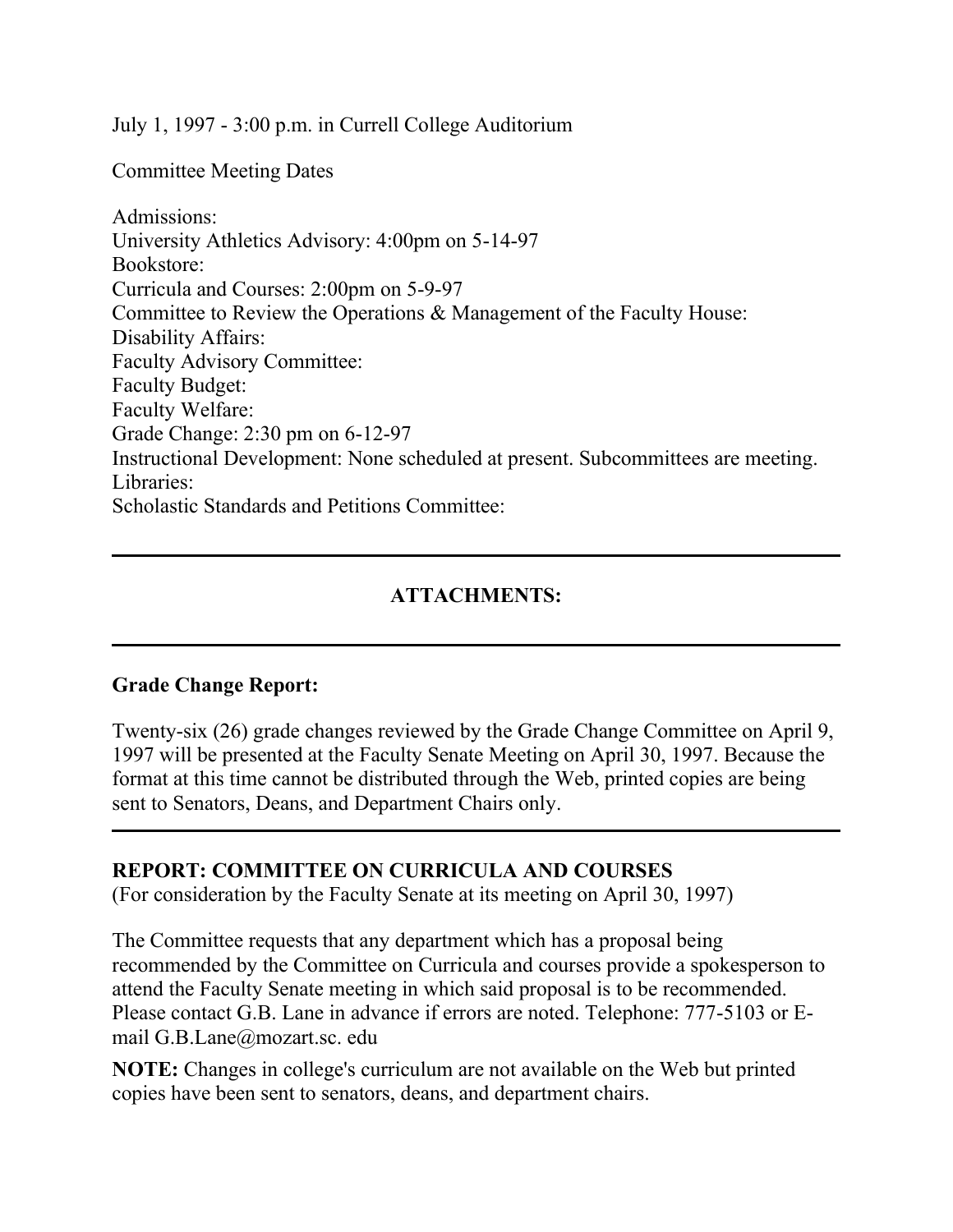July 1, 1997 - 3:00 p.m. in Currell College Auditorium

Committee Meeting Dates

Admissions:
University Athletics Advisory: 4:00pm on 5-14-97
Bookstore:
Curricula and Courses: 2:00pm on 5-9-97
Committee to Review the Operations & Management of the Faculty House:
Disability Affairs:
Faculty Advisory Committee:
Faculty Budget:
Faculty Welfare:
Grade Change: 2:30 pm on 6-12-97
Instructional Development: None scheduled at present. Subcommittees are meeting.
Libraries:
Scholastic Standards and Petitions Committee:

---

## ATTACHMENTS:

---

**Grade Change Report:**

Twenty-six (26) grade changes reviewed by the Grade Change Committee on April 9, 1997 will be presented at the Faculty Senate Meeting on April 30, 1997. Because the format at this time cannot be distributed through the Web, printed copies are being sent to Senators, Deans, and Department Chairs only.

---

**REPORT: COMMITTEE ON CURRICULA AND COURSES**
(For consideration by the Faculty Senate at its meeting on April 30, 1997)

The Committee requests that any department which has a proposal being recommended by the Committee on Curricula and courses provide a spokesperson to attend the Faculty Senate meeting in which said proposal is to be recommended. Please contact G.B. Lane in advance if errors are noted. Telephone: 777-5103 or E-mail G.B.Lane@mozart.sc. edu

**NOTE:** Changes in college's curriculum are not available on the Web but printed copies have been sent to senators, deans, and department chairs.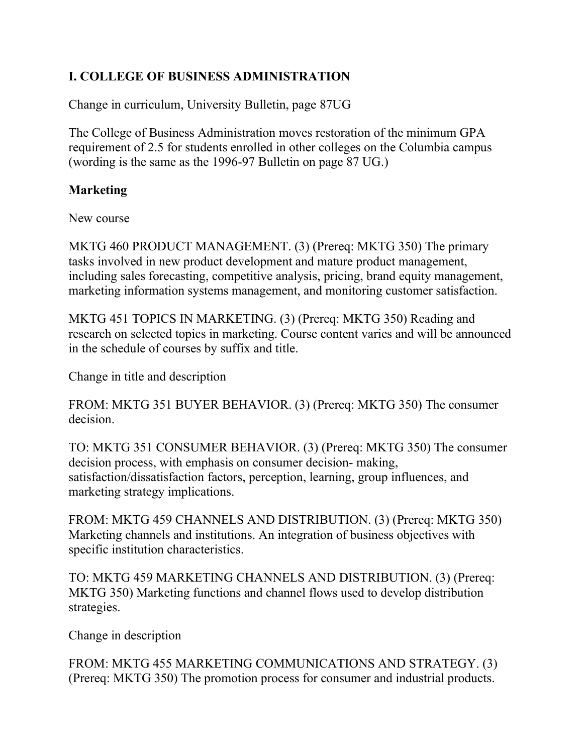## I. COLLEGE OF BUSINESS ADMINISTRATION

Change in curriculum, University Bulletin, page 87UG

The College of Business Administration moves restoration of the minimum GPA requirement of 2.5 for students enrolled in other colleges on the Columbia campus (wording is the same as the 1996-97 Bulletin on page 87 UG.)

### Marketing

New course

MKTG 460 PRODUCT MANAGEMENT. (3) (Prereq: MKTG 350) The primary tasks involved in new product development and mature product management, including sales forecasting, competitive analysis, pricing, brand equity management, marketing information systems management, and monitoring customer satisfaction.

MKTG 451 TOPICS IN MARKETING. (3) (Prereq: MKTG 350) Reading and research on selected topics in marketing. Course content varies and will be announced in the schedule of courses by suffix and title.

Change in title and description

FROM: MKTG 351 BUYER BEHAVIOR. (3) (Prereq: MKTG 350) The consumer decision.

TO: MKTG 351 CONSUMER BEHAVIOR. (3) (Prereq: MKTG 350) The consumer decision process, with emphasis on consumer decision- making, satisfaction/dissatisfaction factors, perception, learning, group influences, and marketing strategy implications.

FROM: MKTG 459 CHANNELS AND DISTRIBUTION. (3) (Prereq: MKTG 350) Marketing channels and institutions. An integration of business objectives with specific institution characteristics.

TO: MKTG 459 MARKETING CHANNELS AND DISTRIBUTION. (3) (Prereq: MKTG 350) Marketing functions and channel flows used to develop distribution strategies.

Change in description

FROM: MKTG 455 MARKETING COMMUNICATIONS AND STRATEGY. (3) (Prereq: MKTG 350) The promotion process for consumer and industrial products.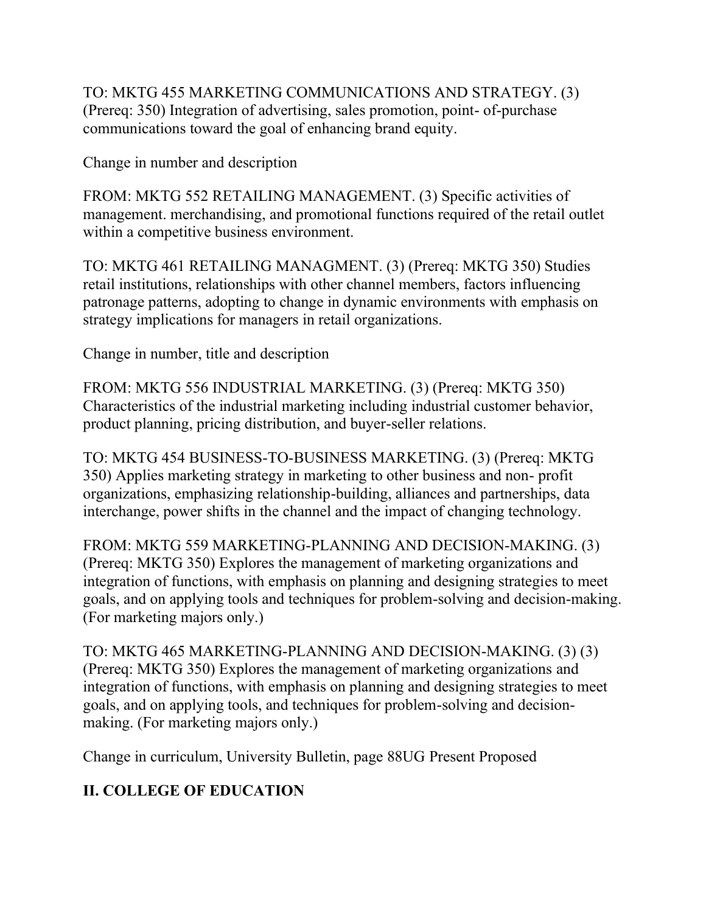TO: MKTG 455 MARKETING COMMUNICATIONS AND STRATEGY. (3) (Prereq: 350) Integration of advertising, sales promotion, point- of-purchase communications toward the goal of enhancing brand equity.

Change in number and description

FROM: MKTG 552 RETAILING MANAGEMENT. (3) Specific activities of management. merchandising, and promotional functions required of the retail outlet within a competitive business environment.

TO: MKTG 461 RETAILING MANAGMENT. (3) (Prereq: MKTG 350) Studies retail institutions, relationships with other channel members, factors influencing patronage patterns, adopting to change in dynamic environments with emphasis on strategy implications for managers in retail organizations.

Change in number, title and description

FROM: MKTG 556 INDUSTRIAL MARKETING. (3) (Prereq: MKTG 350) Characteristics of the industrial marketing including industrial customer behavior, product planning, pricing distribution, and buyer-seller relations.

TO: MKTG 454 BUSINESS-TO-BUSINESS MARKETING. (3) (Prereq: MKTG 350) Applies marketing strategy in marketing to other business and non- profit organizations, emphasizing relationship-building, alliances and partnerships, data interchange, power shifts in the channel and the impact of changing technology.

FROM: MKTG 559 MARKETING-PLANNING AND DECISION-MAKING. (3) (Prereq: MKTG 350) Explores the management of marketing organizations and integration of functions, with emphasis on planning and designing strategies to meet goals, and on applying tools and techniques for problem-solving and decision-making. (For marketing majors only.)

TO: MKTG 465 MARKETING-PLANNING AND DECISION-MAKING. (3) (3) (Prereq: MKTG 350) Explores the management of marketing organizations and integration of functions, with emphasis on planning and designing strategies to meet goals, and on applying tools, and techniques for problem-solving and decision-making. (For marketing majors only.)

Change in curriculum, University Bulletin, page 88UG Present Proposed

## II. COLLEGE OF EDUCATION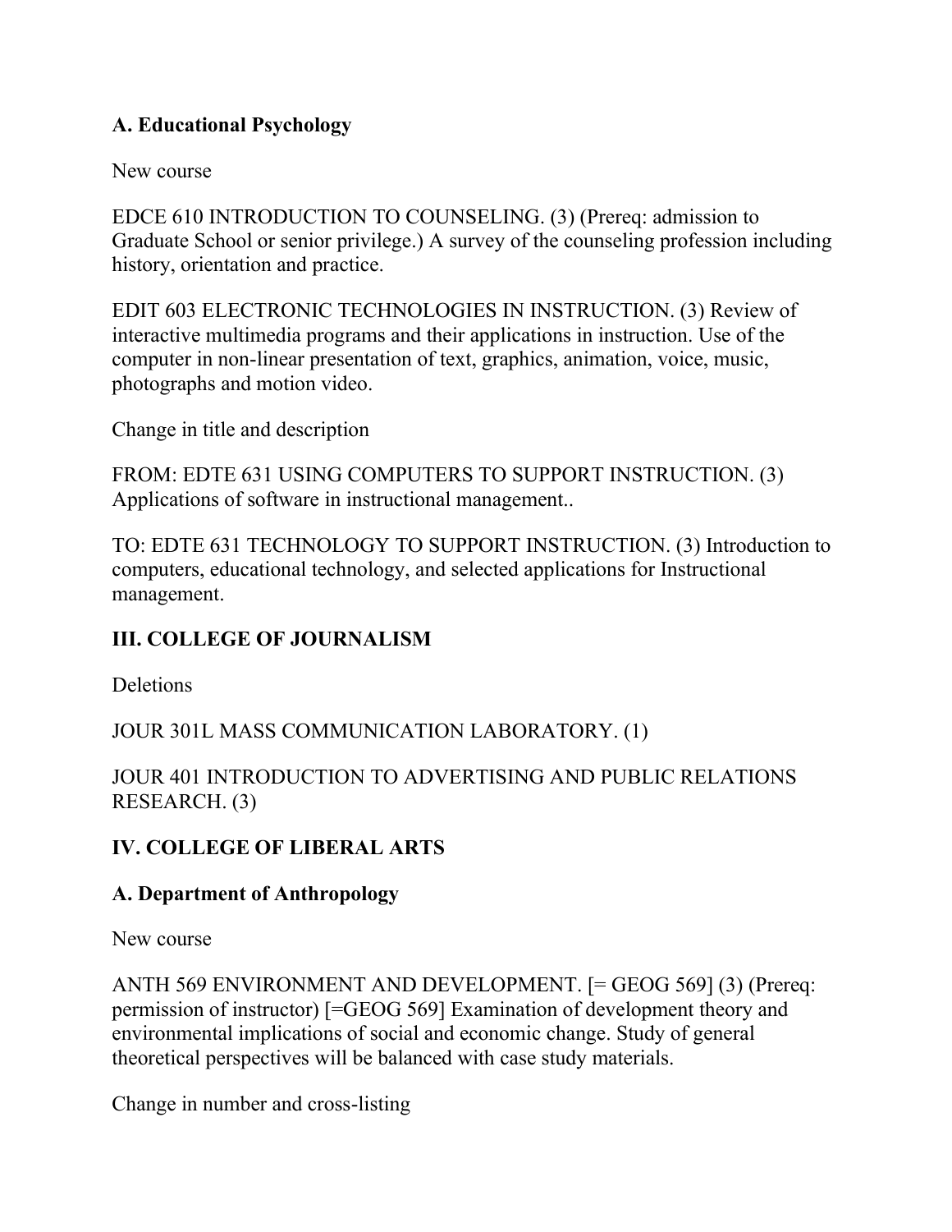**A. Educational Psychology**

New course

EDCE 610 INTRODUCTION TO COUNSELING. (3) (Prereq: admission to Graduate School or senior privilege.) A survey of the counseling profession including history, orientation and practice.

EDIT 603 ELECTRONIC TECHNOLOGIES IN INSTRUCTION. (3) Review of interactive multimedia programs and their applications in instruction. Use of the computer in non-linear presentation of text, graphics, animation, voice, music, photographs and motion video.

Change in title and description

FROM: EDTE 631 USING COMPUTERS TO SUPPORT INSTRUCTION. (3) Applications of software in instructional management..

TO: EDTE 631 TECHNOLOGY TO SUPPORT INSTRUCTION. (3) Introduction to computers, educational technology, and selected applications for Instructional management.

## III. COLLEGE OF JOURNALISM

Deletions

JOUR 301L MASS COMMUNICATION LABORATORY. (1)

JOUR 401 INTRODUCTION TO ADVERTISING AND PUBLIC RELATIONS RESEARCH. (3)

## IV. COLLEGE OF LIBERAL ARTS

**A. Department of Anthropology**

New course

ANTH 569 ENVIRONMENT AND DEVELOPMENT. [= GEOG 569] (3) (Prereq: permission of instructor) [=GEOG 569] Examination of development theory and environmental implications of social and economic change. Study of general theoretical perspectives will be balanced with case study materials.

Change in number and cross-listing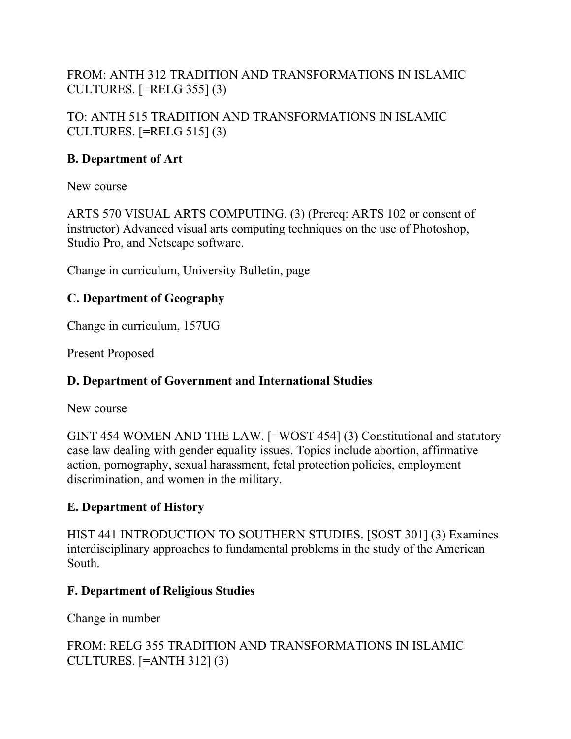FROM: ANTH 312 TRADITION AND TRANSFORMATIONS IN ISLAMIC CULTURES. [=RELG 355] (3)

TO: ANTH 515 TRADITION AND TRANSFORMATIONS IN ISLAMIC CULTURES. [=RELG 515] (3)

**B. Department of Art**

New course

ARTS 570 VISUAL ARTS COMPUTING. (3) (Prereq: ARTS 102 or consent of instructor) Advanced visual arts computing techniques on the use of Photoshop, Studio Pro, and Netscape software.

Change in curriculum, University Bulletin, page

**C. Department of Geography**

Change in curriculum, 157UG

Present Proposed

**D. Department of Government and International Studies**

New course

GINT 454 WOMEN AND THE LAW. [=WOST 454] (3) Constitutional and statutory case law dealing with gender equality issues. Topics include abortion, affirmative action, pornography, sexual harassment, fetal protection policies, employment discrimination, and women in the military.

**E. Department of History**

HIST 441 INTRODUCTION TO SOUTHERN STUDIES. [SOST 301] (3) Examines interdisciplinary approaches to fundamental problems in the study of the American South.

**F. Department of Religious Studies**

Change in number

FROM: RELG 355 TRADITION AND TRANSFORMATIONS IN ISLAMIC CULTURES. [=ANTH 312] (3)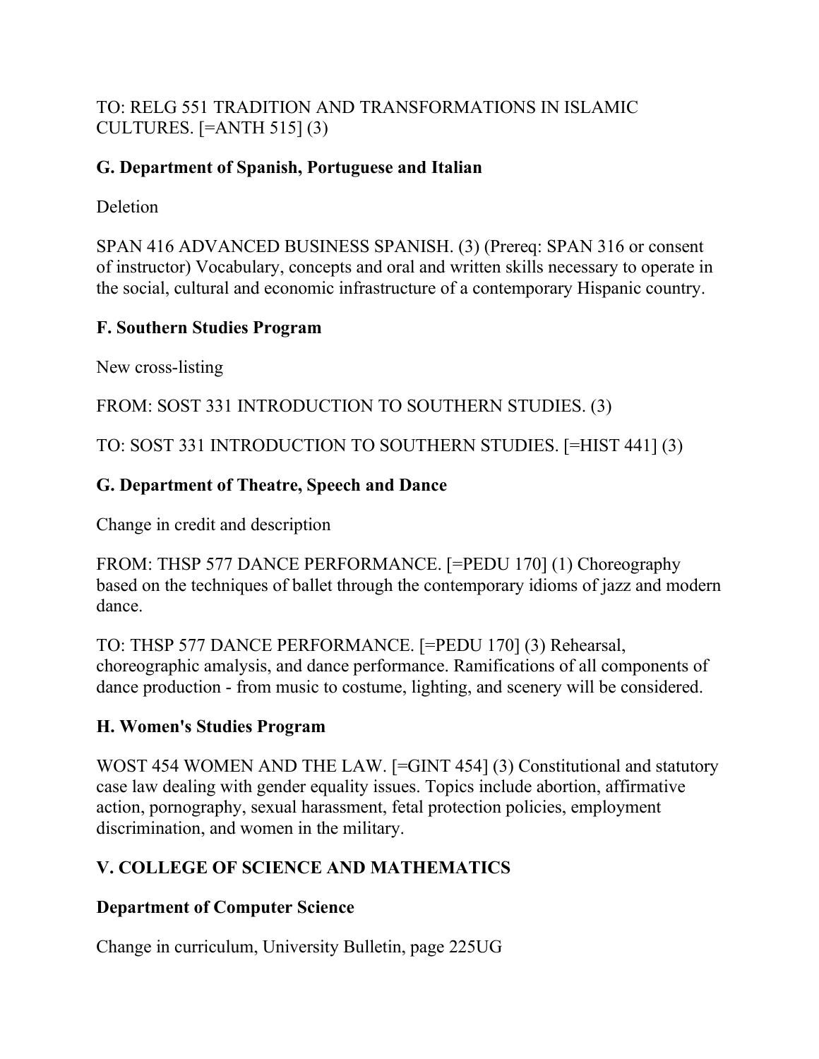TO: RELG 551 TRADITION AND TRANSFORMATIONS IN ISLAMIC CULTURES. [=ANTH 515] (3)

**G. Department of Spanish, Portuguese and Italian**

Deletion

SPAN 416 ADVANCED BUSINESS SPANISH. (3) (Prereq: SPAN 316 or consent of instructor) Vocabulary, concepts and oral and written skills necessary to operate in the social, cultural and economic infrastructure of a contemporary Hispanic country.

**F. Southern Studies Program**

New cross-listing

FROM: SOST 331 INTRODUCTION TO SOUTHERN STUDIES. (3)

TO: SOST 331 INTRODUCTION TO SOUTHERN STUDIES. [=HIST 441] (3)

**G. Department of Theatre, Speech and Dance**

Change in credit and description

FROM: THSP 577 DANCE PERFORMANCE. [=PEDU 170] (1) Choreography based on the techniques of ballet through the contemporary idioms of jazz and modern dance.

TO: THSP 577 DANCE PERFORMANCE. [=PEDU 170] (3) Rehearsal, choreographic amalysis, and dance performance. Ramifications of all components of dance production - from music to costume, lighting, and scenery will be considered.

**H. Women's Studies Program**

WOST 454 WOMEN AND THE LAW. [=GINT 454] (3) Constitutional and statutory case law dealing with gender equality issues. Topics include abortion, affirmative action, pornography, sexual harassment, fetal protection policies, employment discrimination, and women in the military.

**V. COLLEGE OF SCIENCE AND MATHEMATICS**

**Department of Computer Science**

Change in curriculum, University Bulletin, page 225UG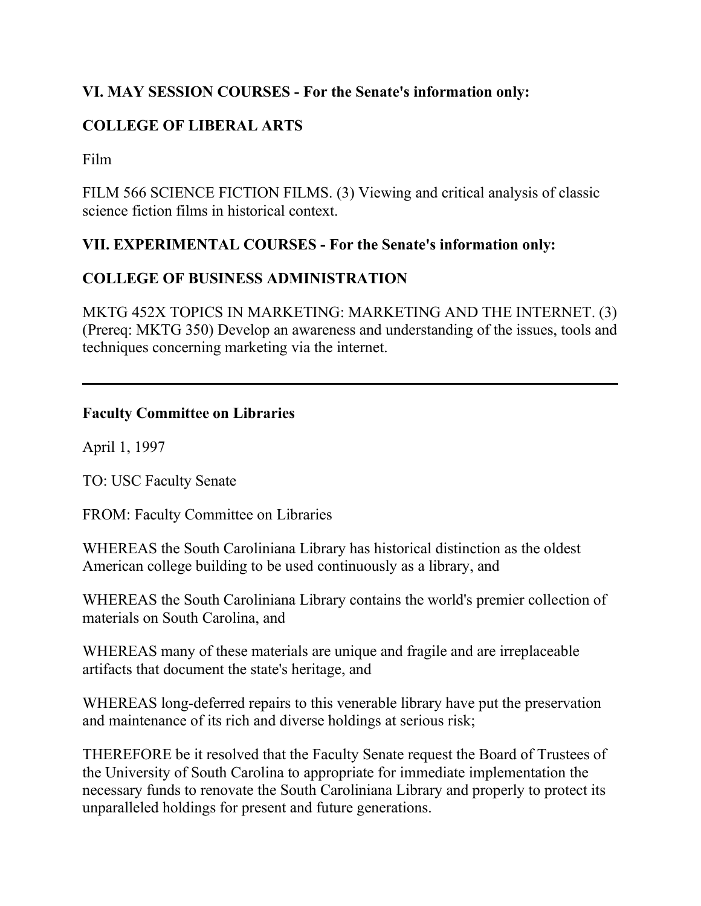**VI. MAY SESSION COURSES - For the Senate's information only:**

**COLLEGE OF LIBERAL ARTS**

Film

FILM 566 SCIENCE FICTION FILMS. (3) Viewing and critical analysis of classic science fiction films in historical context.

**VII. EXPERIMENTAL COURSES - For the Senate's information only:**

**COLLEGE OF BUSINESS ADMINISTRATION**

MKTG 452X TOPICS IN MARKETING: MARKETING AND THE INTERNET. (3) (Prereq: MKTG 350) Develop an awareness and understanding of the issues, tools and techniques concerning marketing via the internet.

---

**Faculty Committee on Libraries**

April 1, 1997

TO: USC Faculty Senate

FROM: Faculty Committee on Libraries

WHEREAS the South Caroliniana Library has historical distinction as the oldest American college building to be used continuously as a library, and

WHEREAS the South Caroliniana Library contains the world's premier collection of materials on South Carolina, and

WHEREAS many of these materials are unique and fragile and are irreplaceable artifacts that document the state's heritage, and

WHEREAS long-deferred repairs to this venerable library have put the preservation and maintenance of its rich and diverse holdings at serious risk;

THEREFORE be it resolved that the Faculty Senate request the Board of Trustees of the University of South Carolina to appropriate for immediate implementation the necessary funds to renovate the South Caroliniana Library and properly to protect its unparalleled holdings for present and future generations.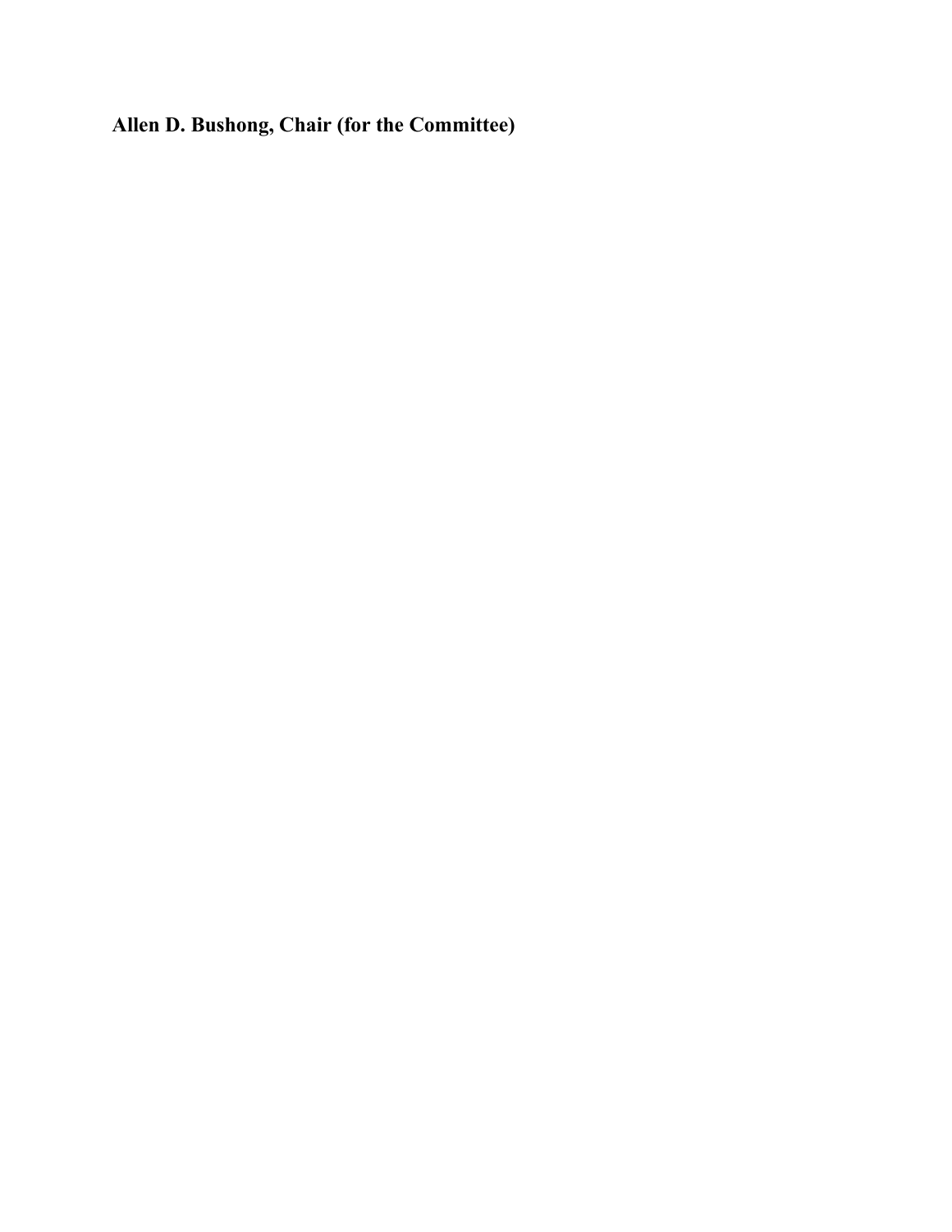**Allen D. Bushong, Chair (for the Committee)**